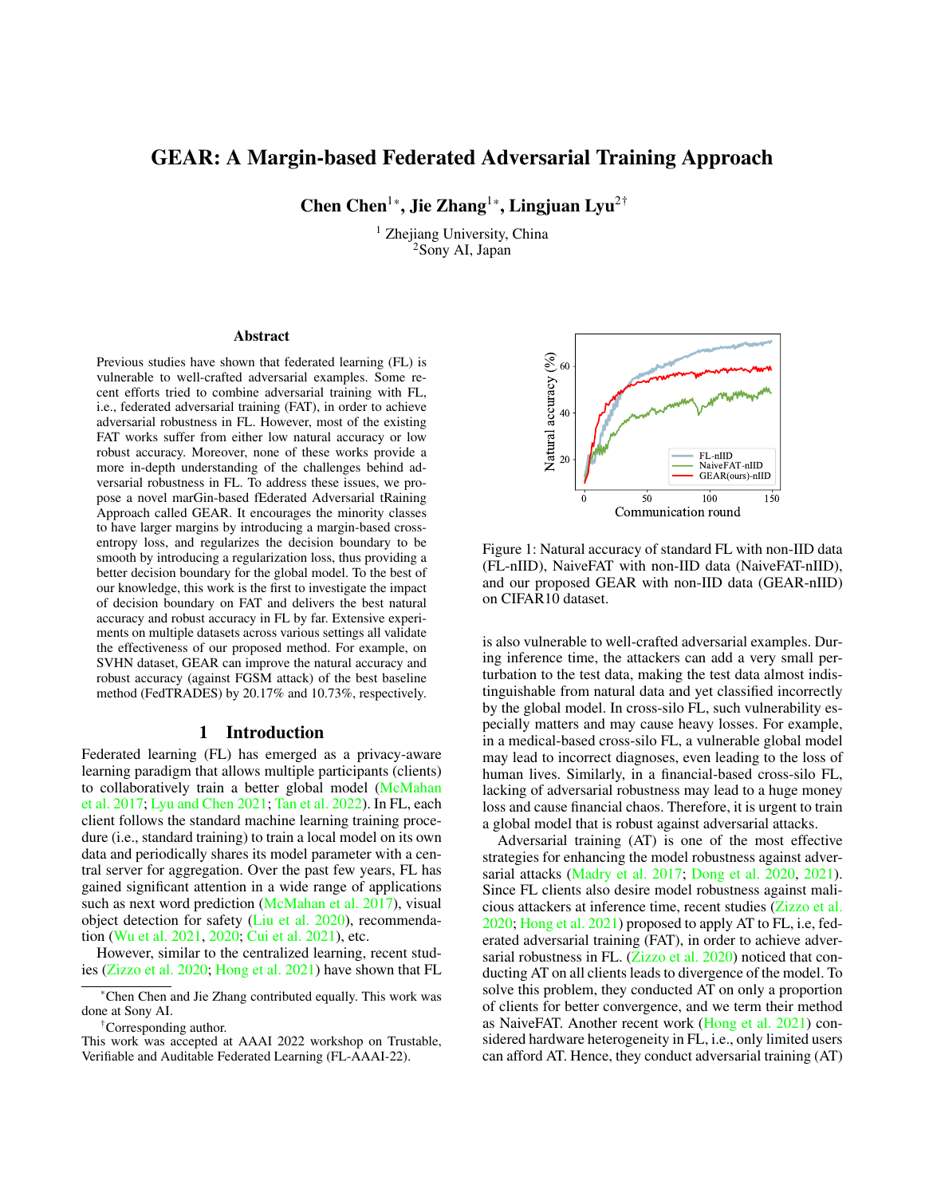# GEAR: A Margin-based Federated Adversarial Training Approach

**Chen Chen[1*], Jie Zhang[1*], Lingjuan Lyu[2†]**

[1] Zhejiang University, China
[2]Sony AI, Japan

## Abstract

Previous studies have shown that federated learning (FL) is vulnerable to well-crafted adversarial examples. Some recent efforts tried to combine adversarial training with FL, i.e., federated adversarial training (FAT), in order to achieve adversarial robustness in FL. However, most of the existing FAT works suffer from either low natural accuracy or low robust accuracy. Moreover, none of these works provide a more in-depth understanding of the challenges behind adversarial robustness in FL. To address these issues, we propose a novel marGin-based fEderated Adversarial tRaining Approach called GEAR. It encourages the minority classes to have larger margins by introducing a margin-based cross-entropy loss, and regularizes the decision boundary to be smooth by introducing a regularization loss, thus providing a better decision boundary for the global model. To the best of our knowledge, this work is the first to investigate the impact of decision boundary on FAT and delivers the best natural accuracy and robust accuracy in FL by far. Extensive experiments on multiple datasets across various settings all validate the effectiveness of our proposed method. For example, on SVHN dataset, GEAR can improve the natural accuracy and robust accuracy (against FGSM attack) of the best baseline method (FedTRADES) by 20.17% and 10.73%, respectively.

## 1 Introduction

Federated learning (FL) has emerged as a privacy-aware learning paradigm that allows multiple participants (clients) to collaboratively train a better global model (McMahan et al. 2017; Lyu and Chen 2021; Tan et al. 2022). In FL, each client follows the standard machine learning training procedure (i.e., standard training) to train a local model on its own data and periodically shares its model parameter with a central server for aggregation. Over the past few years, FL has gained significant attention in a wide range of applications such as next word prediction (McMahan et al. 2017), visual object detection for safety (Liu et al. 2020), recommendation (Wu et al. 2021, 2020; Cui et al. 2021), etc.

However, similar to the centralized learning, recent studies (Zizzo et al. 2020; Hong et al. 2021) have shown that FL is also vulnerable to well-crafted adversarial examples. During inference time, the attackers can add a very small perturbation to the test data, making the test data almost indistinguishable from natural data and yet classified incorrectly by the global model. In cross-silo FL, such vulnerability especially matters and may cause heavy losses. For example, in a medical-based cross-silo FL, a vulnerable global model may lead to incorrect diagnoses, even leading to the loss of human lives. Similarly, in a financial-based cross-silo FL, lacking of adversarial robustness may lead to a huge money loss and cause financial chaos. Therefore, it is urgent to train a global model that is robust against adversarial attacks.

Adversarial training (AT) is one of the most effective strategies for enhancing the model robustness against adversarial attacks (Madry et al. 2017; Dong et al. 2020, 2021). Since FL clients also desire model robustness against malicious attackers at inference time, recent studies (Zizzo et al. 2020; Hong et al. 2021) proposed to apply AT to FL, i.e, federated adversarial training (FAT), in order to achieve adversarial robustness in FL. (Zizzo et al. 2020) noticed that conducting AT on all clients leads to divergence of the model. To solve this problem, they conducted AT on only a proportion of clients for better convergence, and we term their method as NaiveFAT. Another recent work (Hong et al. 2021) considered hardware heterogeneity in FL, i.e., only limited users can afford AT. Hence, they conduct adversarial training (AT)

Natural accuracy (%)
60
40
20
0 50 100 150
Communication round
FL-nIID
NaiveFAT-nIID
GEAR(ours)-nIID

Figure 1: Natural accuracy of standard FL with non-IID data (FL-nIID), NaiveFAT with non-IID data (NaiveFAT-nIID), and our proposed GEAR with non-IID data (GEAR-nIID) on CIFAR10 dataset.

---

*Chen Chen and Jie Zhang contributed equally. This work was done at Sony AI.

†Corresponding author.

This work was accepted at AAAI 2022 workshop on Trustable, Verifiable and Auditable Federated Learning (FL-AAAI-22).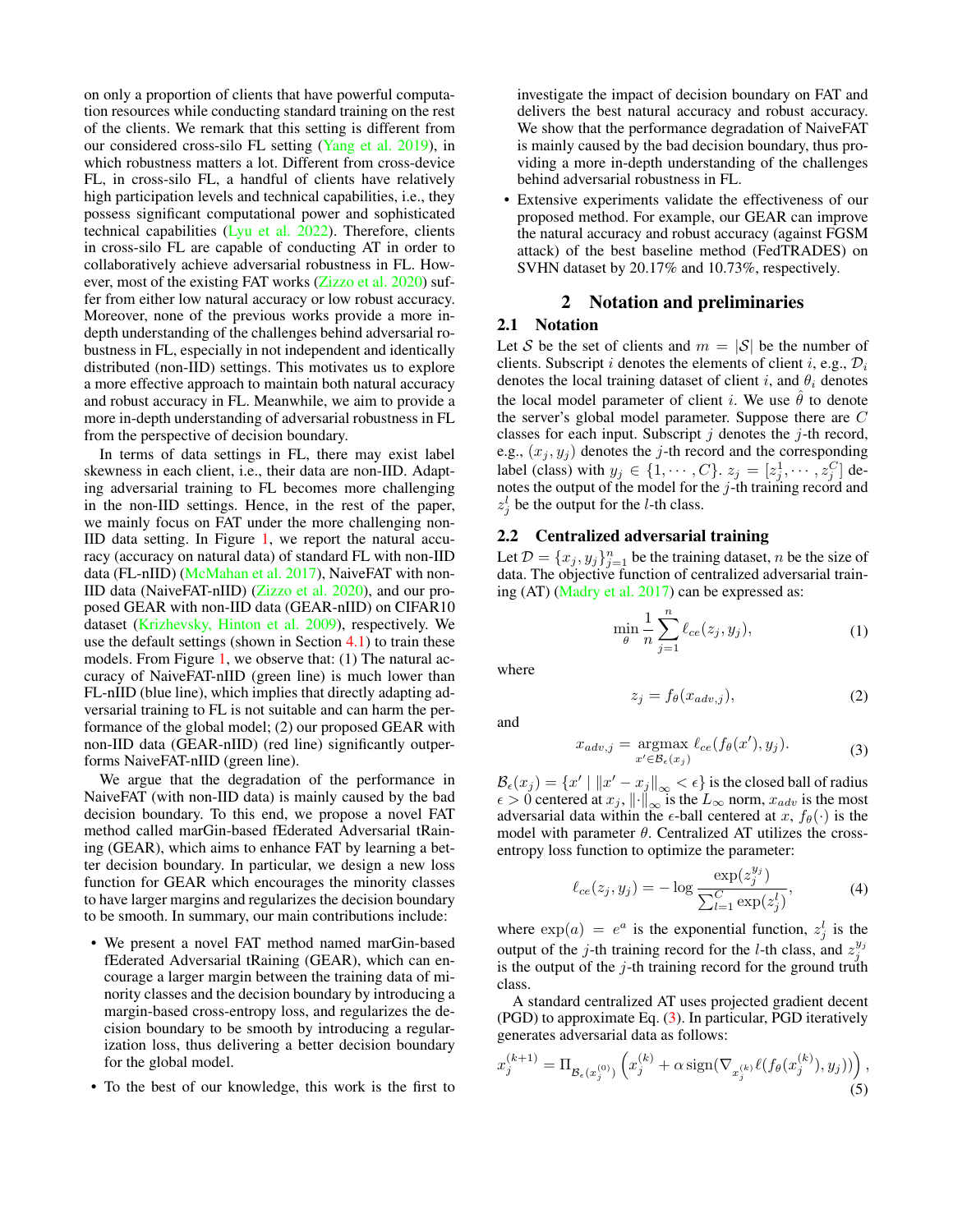on only a proportion of clients that have powerful computation resources while conducting standard training on the rest of the clients. We remark that this setting is different from our considered cross-silo FL setting (Yang et al. 2019), in which robustness matters a lot. Different from cross-device FL, in cross-silo FL, a handful of clients have relatively high participation levels and technical capabilities, i.e., they possess significant computational power and sophisticated technical capabilities (Lyu et al. 2022). Therefore, clients in cross-silo FL are capable of conducting AT in order to collaboratively achieve adversarial robustness in FL. However, most of the existing FAT works (Zizzo et al. 2020) suffer from either low natural accuracy or low robust accuracy. Moreover, none of the previous works provide a more in-depth understanding of the challenges behind adversarial robustness in FL, especially in not independent and identically distributed (non-IID) settings. This motivates us to explore a more effective approach to maintain both natural accuracy and robust accuracy in FL. Meanwhile, we aim to provide a more in-depth understanding of adversarial robustness in FL from the perspective of decision boundary.

In terms of data settings in FL, there may exist label skewness in each client, i.e., their data are non-IID. Adapting adversarial training to FL becomes more challenging in the non-IID settings. Hence, in the rest of the paper, we mainly focus on FAT under the more challenging non-IID data setting. In Figure 1, we report the natural accuracy (accuracy on natural data) of standard FL with non-IID data (FL-nIID) (McMahan et al. 2017), NaiveFAT with non-IID data (NaiveFAT-nIID) (Zizzo et al. 2020), and our proposed GEAR with non-IID data (GEAR-nIID) on CIFAR10 dataset (Krizhevsky, Hinton et al. 2009), respectively. We use the default settings (shown in Section 4.1) to train these models. From Figure 1, we observe that: (1) The natural accuracy of NaiveFAT-nIID (green line) is much lower than FL-nIID (blue line), which implies that directly adapting adversarial training to FL is not suitable and can harm the performance of the global model; (2) our proposed GEAR with non-IID data (GEAR-nIID) (red line) significantly outperforms NaiveFAT-nIID (green line).

We argue that the degradation of the performance in NaiveFAT (with non-IID data) is mainly caused by the bad decision boundary. To this end, we propose a novel FAT method called marGin-based fEderated Adversarial tRaining (GEAR), which aims to enhance FAT by learning a better decision boundary. In particular, we design a new loss function for GEAR which encourages the minority classes to have larger margins and regularizes the decision boundary to be smooth. In summary, our main contributions include:

- We present a novel FAT method named marGin-based fEderated Adversarial tRaining (GEAR), which can encourage a larger margin between the training data of minority classes and the decision boundary by introducing a margin-based cross-entropy loss, and regularizes the decision boundary to be smooth by introducing a regularization loss, thus delivering a better decision boundary for the global model.
- To the best of our knowledge, this work is the first to investigate the impact of decision boundary on FAT and delivers the best natural accuracy and robust accuracy. We show that the performance degradation of NaiveFAT is mainly caused by the bad decision boundary, thus providing a more in-depth understanding of the challenges behind adversarial robustness in FL.
- Extensive experiments validate the effectiveness of our proposed method. For example, our GEAR can improve the natural accuracy and robust accuracy (against FGSM attack) of the best baseline method (FedTRADES) on SVHN dataset by 20.17% and 10.73%, respectively.

## 2 Notation and preliminaries

### 2.1 Notation

Let $\mathcal{S}$ be the set of clients and $m = |\mathcal{S}|$ be the number of clients. Subscript $i$ denotes the elements of client $i$, e.g., $\mathcal{D}_i$ denotes the local training dataset of client $i$, and $\theta_i$ denotes the local model parameter of client $i$. We use $\hat{\theta}$ to denote the server's global model parameter. Suppose there are $C$ classes for each input. Subscript $j$ denotes the $j$-th record, e.g., $(x_j, y_j)$ denotes the $j$-th record and the corresponding label (class) with $y_j \in \{1, \cdots, C\}$. $z_j = [z_j^1, \cdots, z_j^C]$ denotes the output of the model for the $j$-th training record and $z_j^l$ be the output for the $l$-th class.

### 2.2 Centralized adversarial training

Let $\mathcal{D} = \{x_j, y_j\}_{j=1}^n$ be the training dataset, $n$ be the size of data. The objective function of centralized adversarial training (AT) (Madry et al. 2017) can be expressed as:

$$\min_{\theta} \frac{1}{n} \sum_{j=1}^{n} \ell_{ce}(z_j, y_j), \tag{1}$$

where

$$z_j = f_\theta(x_{adv,j}), \tag{2}$$

and

$$x_{adv,j} = \underset{x' \in \mathcal{B}_\epsilon(x_j)}{\operatorname{argmax}} \ \ell_{ce}(f_\theta(x'), y_j). \tag{3}$$

$\mathcal{B}_\epsilon(x_j) = \{x' \mid \|x' - x_j\|_\infty < \epsilon\}$ is the closed ball of radius $\epsilon > 0$ centered at $x_j$, $\|\cdot\|_\infty$ is the $L_\infty$ norm, $x_{adv}$ is the most adversarial data within the $\epsilon$-ball centered at $x$, $f_\theta(\cdot)$ is the model with parameter $\theta$. Centralized AT utilizes the cross-entropy loss function to optimize the parameter:

$$\ell_{ce}(z_j, y_j) = -\log \frac{\exp(z_j^{y_j})}{\sum_{l=1}^{C} \exp(z_j^l)}, \tag{4}$$

where $\exp(a) = e^a$ is the exponential function, $z_j^l$ is the output of the $j$-th training record for the $l$-th class, and $z_j^{y_j}$ is the output of the $j$-th training record for the ground truth class.

A standard centralized AT uses projected gradient decent (PGD) to approximate Eq. (3). In particular, PGD iteratively generates adversarial data as follows:

$$x_j^{(k+1)} = \Pi_{\mathcal{B}_\epsilon(x_j^{(0)})} \left( x_j^{(k)} + \alpha \, \text{sign}(\nabla_{x_j^{(k)}} \ell(f_\theta(x_j^{(k)}), y_j)) \right), \tag{5}$$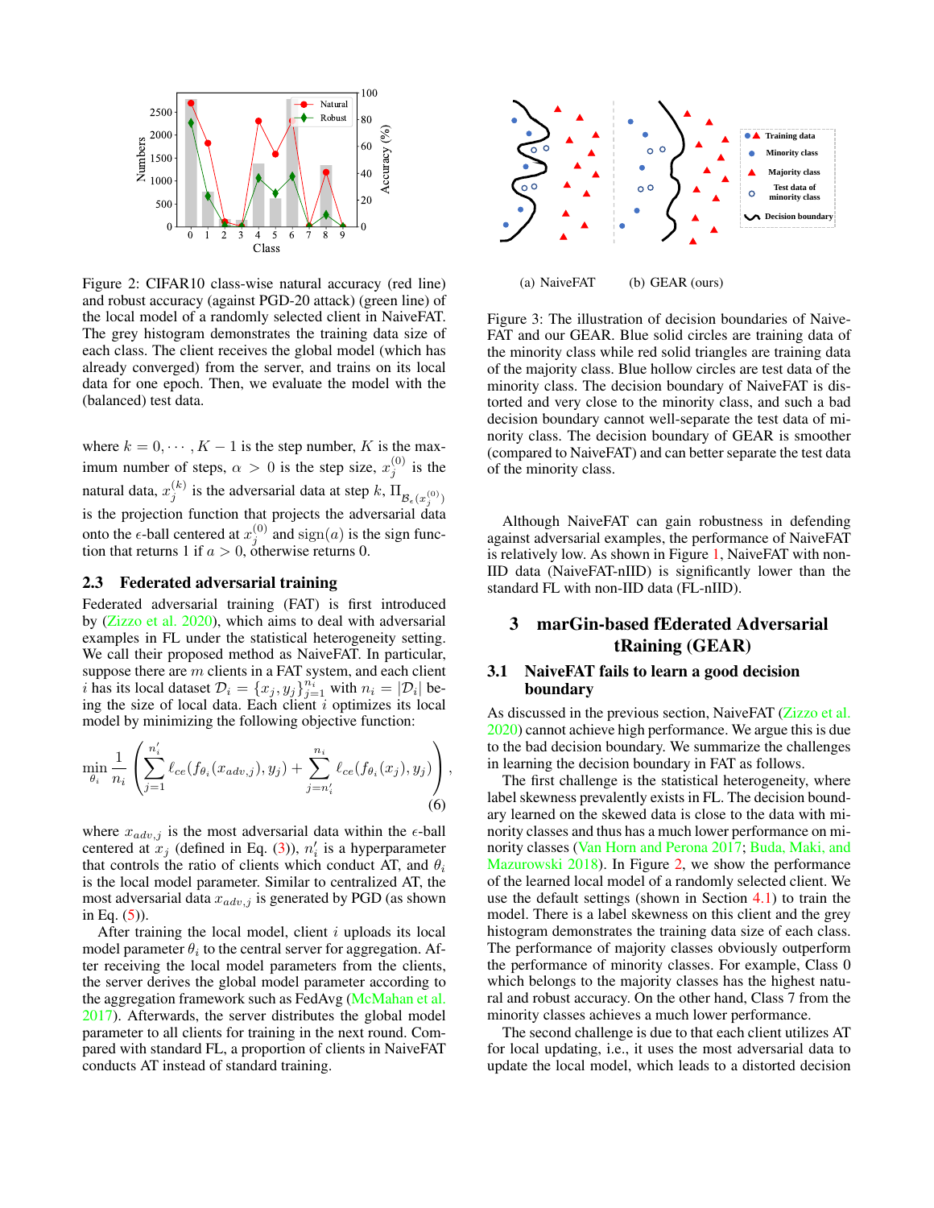Numbers

2500

2000

1500

1000

500

0

0 1 2 3 4 5 6 7 8 9

Class

Accuracy (%)

100

80

60

40

20

0

Natural

Robust

Figure 2: CIFAR10 class-wise natural accuracy (red line) and robust accuracy (against PGD-20 attack) (green line) of the local model of a randomly selected client in NaiveFAT. The grey histogram demonstrates the training data size of each class. The client receives the global model (which has already converged) from the server, and trains on its local data for one epoch. Then, we evaluate the model with the (balanced) test data.

Training data

Minority class

Majority class

Test data of minority class

Decision boundary

(a) NaiveFAT (b) GEAR (ours)

Figure 3: The illustration of decision boundaries of NaiveFAT and our GEAR. Blue solid circles are training data of the minority class while red solid triangles are training data of the majority class. Blue hollow circles are test data of the minority class. The decision boundary of NaiveFAT is distorted and very close to the minority class, and such a bad decision boundary cannot well-separate the test data of minority class. The decision boundary of GEAR is smoother (compared to NaiveFAT) and can better separate the test data of the minority class.

where $k = 0, \cdots, K-1$ is the step number, $K$ is the maximum number of steps, $\alpha > 0$ is the step size, $x_j^{(0)}$ is the natural data, $x_j^{(k)}$ is the adversarial data at step $k$, $\Pi_{\mathcal{B}_\epsilon(x_j^{(0)})}$ is the projection function that projects the adversarial data onto the $\epsilon$-ball centered at $x_j^{(0)}$ and $\text{sign}(a)$ is the sign function that returns 1 if $a > 0$, otherwise returns 0.

### 2.3 Federated adversarial training

Federated adversarial training (FAT) is first introduced by (Zizzo et al. 2020), which aims to deal with adversarial examples in FL under the statistical heterogeneity setting. We call their proposed method as NaiveFAT. In particular, suppose there are $m$ clients in a FAT system, and each client $i$ has its local dataset $\mathcal{D}_i = \{x_j, y_j\}_{j=1}^{n_i}$ with $n_i = |\mathcal{D}_i|$ being the size of local data. Each client $i$ optimizes its local model by minimizing the following objective function:

$$\min_{\theta_i} \frac{1}{n_i} \left( \sum_{j=1}^{n_i'} \ell_{ce}(f_{\theta_i}(x_{adv,j}), y_j) + \sum_{j=n_i'}^{n_i} \ell_{ce}(f_{\theta_i}(x_j), y_j) \right), \tag{6}$$

where $x_{adv,j}$ is the most adversarial data within the $\epsilon$-ball centered at $x_j$ (defined in Eq. (3)), $n_i'$ is a hyperparameter that controls the ratio of clients which conduct AT, and $\theta_i$ is the local model parameter. Similar to centralized AT, the most adversarial data $x_{adv,j}$ is generated by PGD (as shown in Eq. (5)).

After training the local model, client $i$ uploads its local model parameter $\theta_i$ to the central server for aggregation. After receiving the local model parameters from the clients, the server derives the global model parameter according to the aggregation framework such as FedAvg (McMahan et al. 2017). Afterwards, the server distributes the global model parameter to all clients for training in the next round. Compared with standard FL, a proportion of clients in NaiveFAT conducts AT instead of standard training.

Although NaiveFAT can gain robustness in defending against adversarial examples, the performance of NaiveFAT is relatively low. As shown in Figure 1, NaiveFAT with non-IID data (NaiveFAT-nIID) is significantly lower than the standard FL with non-IID data (FL-nIID).

## 3 marGin-based fEderated Adversarial tRaining (GEAR)

### 3.1 NaiveFAT fails to learn a good decision boundary

As discussed in the previous section, NaiveFAT (Zizzo et al. 2020) cannot achieve high performance. We argue this is due to the bad decision boundary. We summarize the challenges in learning the decision boundary in FAT as follows.

The first challenge is the statistical heterogeneity, where label skewness prevalently exists in FL. The decision boundary learned on the skewed data is close to the data with minority classes and thus has a much lower performance on minority classes (Van Horn and Perona 2017; Buda, Maki, and Mazurowski 2018). In Figure 2, we show the performance of the learned local model of a randomly selected client. We use the default settings (shown in Section 4.1) to train the model. There is a label skewness on this client and the grey histogram demonstrates the training data size of each class. The performance of majority classes obviously outperform the performance of minority classes. For example, Class 0 which belongs to the majority classes has the highest natural and robust accuracy. On the other hand, Class 7 from the minority classes achieves a much lower performance.

The second challenge is due to that each client utilizes AT for local updating, i.e., it uses the most adversarial data to update the local model, which leads to a distorted decision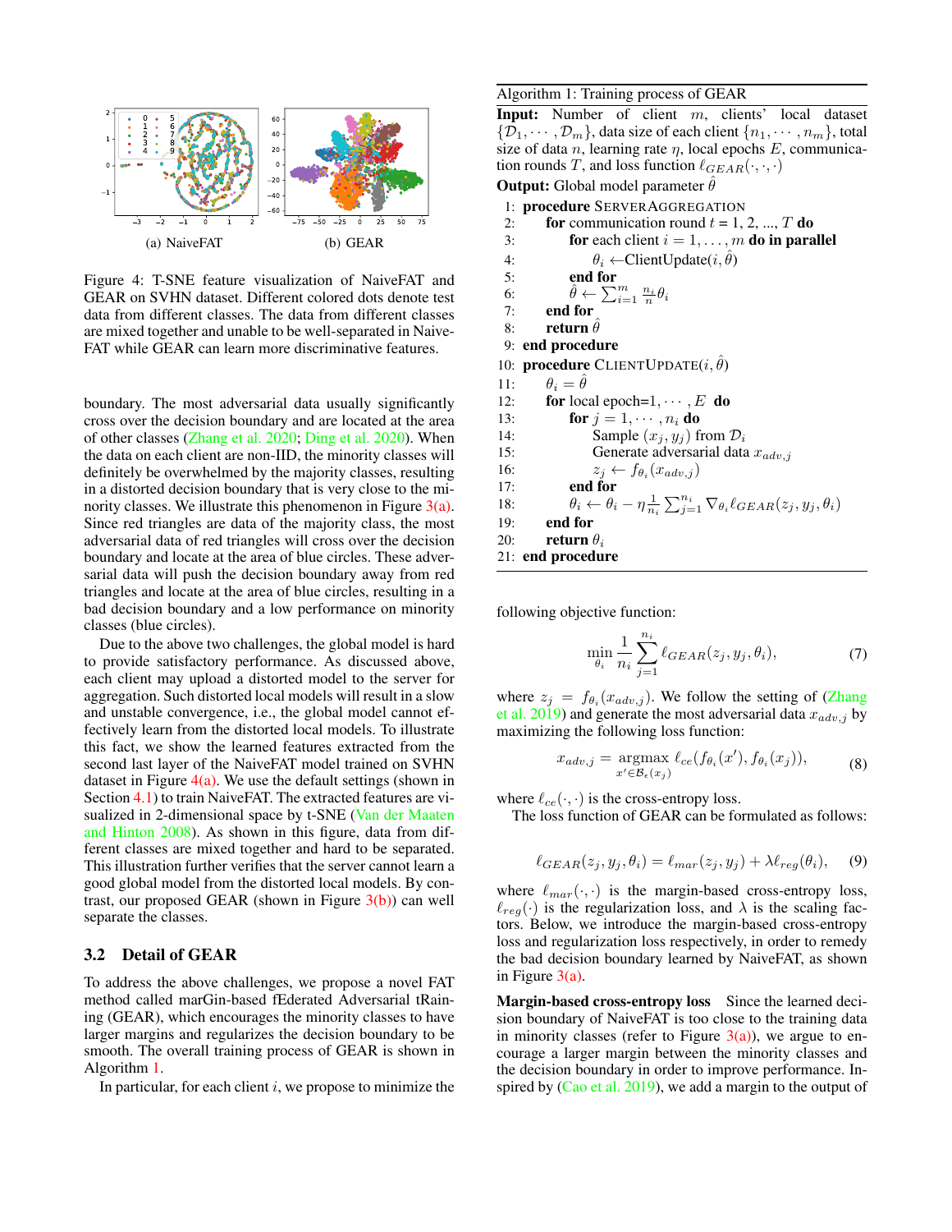0 1 2 3 4 5 6 7 8 9

(a) NaiveFAT

(b) GEAR

Figure 4: T-SNE feature visualization of NaiveFAT and GEAR on SVHN dataset. Different colored dots denote test data from different classes. The data from different classes are mixed together and unable to be well-separated in NaiveFAT while GEAR can learn more discriminative features.

boundary. The most adversarial data usually significantly cross over the decision boundary and are located at the area of other classes (Zhang et al. 2020; Ding et al. 2020). When the data on each client are non-IID, the minority classes will definitely be overwhelmed by the majority classes, resulting in a distorted decision boundary that is very close to the minority classes. We illustrate this phenomenon in Figure 3(a). Since red triangles are data of the majority class, the most adversarial data of red triangles will cross over the decision boundary and locate at the area of blue circles. These adversarial data will push the decision boundary away from red triangles and locate at the area of blue circles, resulting in a bad decision boundary and a low performance on minority classes (blue circles).

Due to the above two challenges, the global model is hard to provide satisfactory performance. As discussed above, each client may upload a distorted model to the server for aggregation. Such distorted local models will result in a slow and unstable convergence, i.e., the global model cannot effectively learn from the distorted local models. To illustrate this fact, we show the learned features extracted from the second last layer of the NaiveFAT model trained on SVHN dataset in Figure 4(a). We use the default settings (shown in Section 4.1) to train NaiveFAT. The extracted features are visualized in 2-dimensional space by t-SNE (Van der Maaten and Hinton 2008). As shown in this figure, data from different classes are mixed together and hard to be separated. This illustration further verifies that the server cannot learn a good global model from the distorted local models. By contrast, our proposed GEAR (shown in Figure 3(b)) can well separate the classes.

## 3.2 Detail of GEAR

To address the above challenges, we propose a novel FAT method called marGin-based fEderated Adversarial tRaining (GEAR), which encourages the minority classes to have larger margins and regularizes the decision boundary to be smooth. The overall training process of GEAR is shown in Algorithm 1.

In particular, for each client $i$, we propose to minimize the following objective function:

$$\min_{\theta_i} \frac{1}{n_i} \sum_{j=1}^{n_i} \ell_{GEAR}(z_j, y_j, \theta_i), \tag{7}$$

where $z_j = f_{\theta_i}(x_{adv,j})$. We follow the setting of (Zhang et al. 2019) and generate the most adversarial data $x_{adv,j}$ by maximizing the following loss function:

$$x_{adv,j} = \underset{x' \in \mathcal{B}_\epsilon(x_j)}{\operatorname{argmax}} \ \ell_{ce}(f_{\theta_i}(x'), f_{\theta_i}(x_j)), \tag{8}$$

where $\ell_{ce}(\cdot, \cdot)$ is the cross-entropy loss.

The loss function of GEAR can be formulated as follows:

$$\ell_{GEAR}(z_j, y_j, \theta_i) = \ell_{mar}(z_j, y_j) + \lambda \ell_{reg}(\theta_i), \tag{9}$$

where $\ell_{mar}(\cdot, \cdot)$ is the margin-based cross-entropy loss, $\ell_{reg}(\cdot)$ is the regularization loss, and $\lambda$ is the scaling factors. Below, we introduce the margin-based cross-entropy loss and regularization loss respectively, in order to remedy the bad decision boundary learned by NaiveFAT, as shown in Figure 3(a).

**Margin-based cross-entropy loss** Since the learned decision boundary of NaiveFAT is too close to the training data in minority classes (refer to Figure 3(a)), we argue to encourage a larger margin between the minority classes and the decision boundary in order to improve performance. Inspired by (Cao et al. 2019), we add a margin to the output of

---

**Algorithm 1:** Training process of GEAR

**Input:** Number of client $m$, clients' local dataset $\{\mathcal{D}_1, \cdots, \mathcal{D}_m\}$, data size of each client $\{n_1, \cdots, n_m\}$, total size of data $n$, learning rate $\eta$, local epochs $E$, communication rounds $T$, and loss function $\ell_{GEAR}(\cdot, \cdot, \cdot)$

**Output:** Global model parameter $\hat{\theta}$

```
1:  procedure SERVERAGGREGATION
2:      for communication round t = 1, 2, ..., T do
3:          for each client i = 1, ..., m do in parallel
4:              θ_i ← ClientUpdate(i, θ̂)
5:          end for
6:          θ̂ ← Σ_{i=1}^{m} (n_i / n) θ_i
7:      end for
8:      return θ̂
9:  end procedure
10: procedure CLIENTUPDATE(i, θ̂)
11:     θ_i = θ̂
12:     for local epoch=1, ..., E do
13:         for j = 1, ..., n_i do
14:             Sample (x_j, y_j) from D_i
15:             Generate adversarial data x_{adv,j}
16:             z_j ← f_{θ_i}(x_{adv,j})
17:         end for
18:         θ_i ← θ_i − η (1/n_i) Σ_{j=1}^{n_i} ∇_{θ_i} ℓ_GEAR(z_j, y_j, θ_i)
19:     end for
20:     return θ_i
21: end procedure
```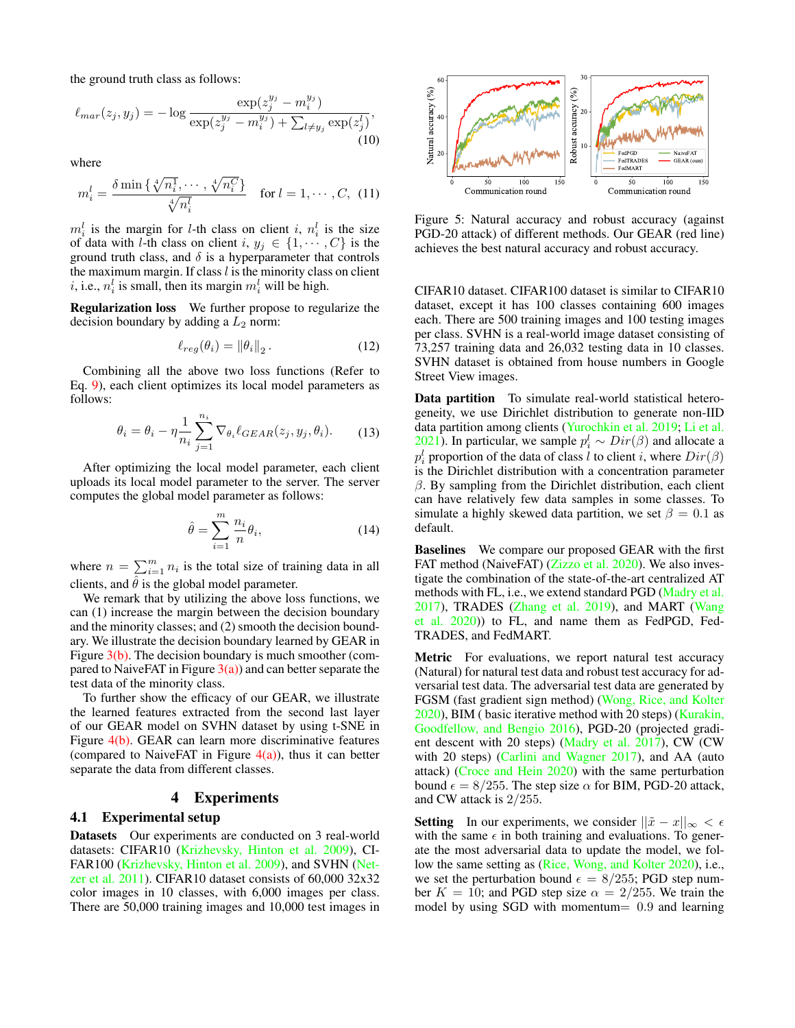the ground truth class as follows:

$$\ell_{mar}(z_j, y_j) = -\log \frac{\exp(z_j^{y_j} - m_i^{y_j})}{\exp(z_j^{y_j} - m_i^{y_j}) + \sum_{l \neq y_j} \exp(z_j^l)}, \tag{10}$$

where

$$m_i^l = \frac{\delta \min\{\sqrt[4]{n_i^1}, \cdots, \sqrt[4]{n_i^C}\}}{\sqrt[4]{n_i^l}} \quad \text{for } l = 1, \cdots, C, \tag{11}$$

$m_i^l$ is the margin for $l$-th class on client $i$, $n_i^l$ is the size of data with $l$-th class on client $i$, $y_j \in \{1, \cdots, C\}$ is the ground truth class, and $\delta$ is a hyperparameter that controls the maximum margin. If class $l$ is the minority class on client $i$, i.e., $n_i^l$ is small, then its margin $m_i^l$ will be high.

**Regularization loss** We further propose to regularize the decision boundary by adding a $L_2$ norm:

$$\ell_{reg}(\theta_i) = \|\theta_i\|_2 . \tag{12}$$

Combining all the above two loss functions (Refer to Eq. 9), each client optimizes its local model parameters as follows:

$$\theta_i = \theta_i - \eta \frac{1}{n_i} \sum_{j=1}^{n_i} \nabla_{\theta_i} \ell_{GEAR}(z_j, y_j, \theta_i). \tag{13}$$

After optimizing the local model parameter, each client uploads its local model parameter to the server. The server computes the global model parameter as follows:

$$\hat{\theta} = \sum_{i=1}^{m} \frac{n_i}{n} \theta_i, \tag{14}$$

where $n = \sum_{i=1}^{m} n_i$ is the total size of training data in all clients, and $\hat{\theta}$ is the global model parameter.

We remark that by utilizing the above loss functions, we can (1) increase the margin between the decision boundary and the minority classes; and (2) smooth the decision boundary. We illustrate the decision boundary learned by GEAR in Figure 3(b). The decision boundary is much smoother (compared to NaiveFAT in Figure 3(a)) and can better separate the test data of the minority class.

To further show the efficacy of our GEAR, we illustrate the learned features extracted from the second last layer of our GEAR model on SVHN dataset by using t-SNE in Figure 4(b). GEAR can learn more discriminative features (compared to NaiveFAT in Figure 4(a)), thus it can better separate the data from different classes.

## 4 Experiments

### 4.1 Experimental setup

**Datasets** Our experiments are conducted on 3 real-world datasets: CIFAR10 (Krizhevsky, Hinton et al. 2009), CIFAR100 (Krizhevsky, Hinton et al. 2009), and SVHN (Netzer et al. 2011). CIFAR10 dataset consists of 60,000 32x32 color images in 10 classes, with 6,000 images per class. There are 50,000 training images and 10,000 test images in CIFAR10 dataset. CIFAR100 dataset is similar to CIFAR10 dataset, except it has 100 classes containing 600 images each. There are 500 training images and 100 testing images per class. SVHN is a real-world image dataset consisting of 73,257 training data and 26,032 testing data in 10 classes. SVHN dataset is obtained from house numbers in Google Street View images.

Natural accuracy (%)
60
40
20
0 50 100 150
Communication round

Robust accuracy (%)
30
20
10
0 50 100 150
Communication round

FedPGD
FedTRADES
FedMART
NaiveFAT
GEAR (ours)

Figure 5: Natural accuracy and robust accuracy (against PGD-20 attack) of different methods. Our GEAR (red line) achieves the best natural accuracy and robust accuracy.

**Data partition** To simulate real-world statistical heterogeneity, we use Dirichlet distribution to generate non-IID data partition among clients (Yurochkin et al. 2019; Li et al. 2021). In particular, we sample $p_i^l \sim Dir(\beta)$ and allocate a $p_i^l$ proportion of the data of class $l$ to client $i$, where $Dir(\beta)$ is the Dirichlet distribution with a concentration parameter $\beta$. By sampling from the Dirichlet distribution, each client can have relatively few data samples in some classes. To simulate a highly skewed data partition, we set $\beta = 0.1$ as default.

**Baselines** We compare our proposed GEAR with the first FAT method (NaiveFAT) (Zizzo et al. 2020). We also investigate the combination of the state-of-the-art centralized AT methods with FL, i.e., we extend standard PGD (Madry et al. 2017), TRADES (Zhang et al. 2019), and MART (Wang et al. 2020)) to FL, and name them as FedPGD, FedTRADES, and FedMART.

**Metric** For evaluations, we report natural test accuracy (Natural) for natural test data and robust test accuracy for adversarial test data. The adversarial test data are generated by FGSM (fast gradient sign method) (Wong, Rice, and Kolter 2020), BIM ( basic iterative method with 20 steps) (Kurakin, Goodfellow, and Bengio 2016), PGD-20 (projected gradient descent with 20 steps) (Madry et al. 2017), CW (CW with 20 steps) (Carlini and Wagner 2017), and AA (auto attack) (Croce and Hein 2020) with the same perturbation bound $\epsilon = 8/255$. The step size $\alpha$ for BIM, PGD-20 attack, and CW attack is $2/255$.

**Setting** In our experiments, we consider $||\tilde{x} - x||_\infty < \epsilon$ with the same $\epsilon$ in both training and evaluations. To generate the most adversarial data to update the model, we follow the same setting as (Rice, Wong, and Kolter 2020), i.e., we set the perturbation bound $\epsilon = 8/255$; PGD step number $K = 10$; and PGD step size $\alpha = 2/255$. We train the model by using SGD with momentum= 0.9 and learning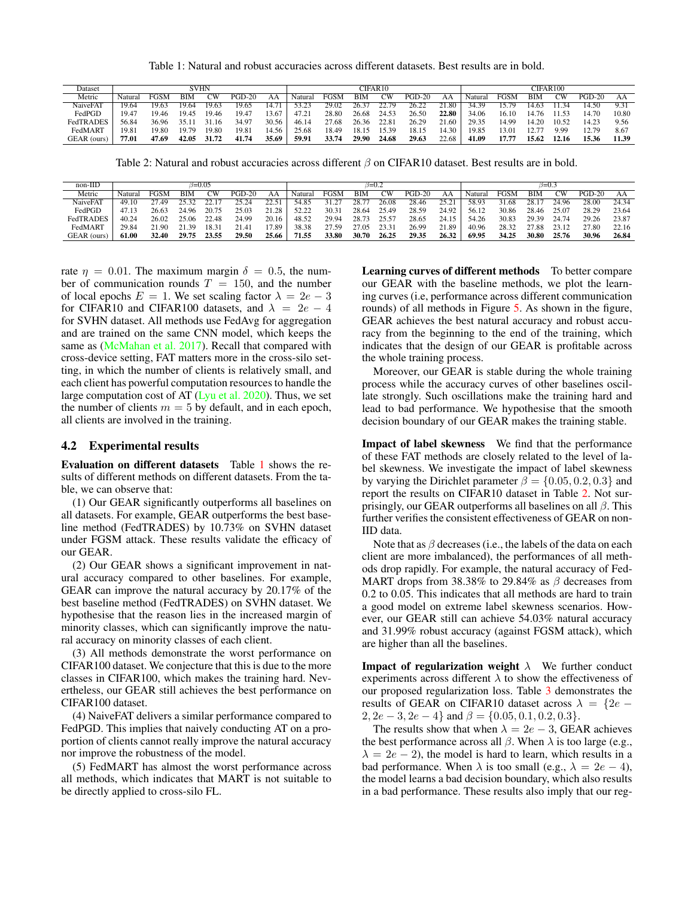Table 1: Natural and robust accuracies across different datasets. Best results are in bold.

| Dataset | SVHN | | | | | | CIFAR10 | | | | | | CIFAR100 | | | | | |
|---|---|---|---|---|---|---|---|---|---|---|---|---|---|---|---|---|---|---|
| Metric | Natural | FGSM | BIM | CW | PGD-20 | AA | Natural | FGSM | BIM | CW | PGD-20 | AA | Natural | FGSM | BIM | CW | PGD-20 | AA |
| NaiveFAT | 19.64 | 19.63 | 19.64 | 19.63 | 19.65 | 14.71 | 53.23 | 29.02 | 26.37 | 22.79 | 26.22 | 21.80 | 34.39 | 15.79 | 14.63 | 11.34 | 14.50 | 9.31 |
| FedPGD | 19.47 | 19.46 | 19.45 | 19.46 | 19.47 | 13.67 | 47.21 | 28.80 | 26.68 | 24.53 | 26.50 | **22.80** | 34.06 | 16.10 | 14.76 | 11.53 | 14.70 | 10.80 |
| FedTRADES | 56.84 | 36.96 | 35.11 | 31.16 | 34.97 | 30.56 | 46.14 | 27.68 | 26.36 | 22.81 | 26.29 | 21.60 | 29.35 | 14.99 | 14.20 | 10.52 | 14.23 | 9.56 |
| FedMART | 19.81 | 19.80 | 19.79 | 19.80 | 19.81 | 14.56 | 25.68 | 18.49 | 18.15 | 15.39 | 18.15 | 14.30 | 19.85 | 13.01 | 12.77 | 9.99 | 12.79 | 8.67 |
| GEAR (ours) | **77.01** | **47.69** | **42.05** | **31.72** | **41.74** | **35.69** | **59.91** | **33.74** | **29.90** | **24.68** | **29.63** | 22.68 | **41.09** | **17.77** | **15.62** | **12.16** | **15.36** | **11.39** |

Table 2: Natural and robust accuracies across different $\beta$ on CIFAR10 dataset. Best results are in bold.

| non-IID | $\beta$=0.05 | | | | | | $\beta$=0.2 | | | | | | $\beta$=0.3 | | | | | |
|---|---|---|---|---|---|---|---|---|---|---|---|---|---|---|---|---|---|---|
| Metric | Natural | FGSM | BIM | CW | PGD-20 | AA | Natural | FGSM | BIM | CW | PGD-20 | AA | Natural | FGSM | BIM | CW | PGD-20 | AA |
| NaiveFAT | 49.10 | 27.49 | 25.32 | 22.17 | 25.24 | 22.51 | 54.85 | 31.27 | 28.77 | 26.08 | 28.46 | 25.21 | 58.93 | 31.68 | 28.17 | 24.96 | 28.00 | 24.34 |
| FedPGD | 47.13 | 26.63 | 24.96 | 20.75 | 25.03 | 21.28 | 52.22 | 30.31 | 28.64 | 25.49 | 28.59 | 24.92 | 56.12 | 30.86 | 28.46 | 25.07 | 28.29 | 23.64 |
| FedTRADES | 40.24 | 26.02 | 25.06 | 22.48 | 24.99 | 20.16 | 48.52 | 29.94 | 28.73 | 25.57 | 28.65 | 24.15 | 54.26 | 30.83 | 29.39 | 24.74 | 29.26 | 23.87 |
| FedMART | 29.84 | 21.90 | 21.39 | 18.31 | 21.41 | 17.89 | 38.38 | 27.59 | 27.05 | 23.31 | 26.99 | 21.89 | 40.96 | 28.32 | 27.88 | 23.12 | 27.80 | 22.16 |
| GEAR (ours) | **61.00** | **32.40** | **29.75** | **23.55** | **29.50** | **25.66** | **71.55** | **33.80** | **30.70** | **26.25** | **29.35** | **26.32** | **69.95** | **34.25** | **30.80** | **25.76** | **30.96** | **26.84** |

rate $\eta = 0.01$. The maximum margin $\delta = 0.5$, the number of communication rounds $T = 150$, and the number of local epochs $E = 1$. We set scaling factor $\lambda = 2e-3$ for CIFAR10 and CIFAR100 datasets, and $\lambda = 2e-4$ for SVHN dataset. All methods use FedAvg for aggregation and are trained on the same CNN model, which keeps the same as (McMahan et al. 2017). Recall that compared with cross-device setting, FAT matters more in the cross-silo setting, in which the number of clients is relatively small, and each client has powerful computation resources to handle the large computation cost of AT (Lyu et al. 2020). Thus, we set the number of clients $m = 5$ by default, and in each epoch, all clients are involved in the training.

## 4.2 Experimental results

**Evaluation on different datasets** Table 1 shows the results of different methods on different datasets. From the table, we can observe that:

(1) Our GEAR significantly outperforms all baselines on all datasets. For example, GEAR outperforms the best baseline method (FedTRADES) by 10.73% on SVHN dataset under FGSM attack. These results validate the efficacy of our GEAR.

(2) Our GEAR shows a significant improvement in natural accuracy compared to other baselines. For example, GEAR can improve the natural accuracy by 20.17% of the best baseline method (FedTRADES) on SVHN dataset. We hypothesise that the reason lies in the increased margin of minority classes, which can significantly improve the natural accuracy on minority classes of each client.

(3) All methods demonstrate the worst performance on CIFAR100 dataset. We conjecture that this is due to the more classes in CIFAR100, which makes the training hard. Nevertheless, our GEAR still achieves the best performance on CIFAR100 dataset.

(4) NaiveFAT delivers a similar performance compared to FedPGD. This implies that naively conducting AT on a proportion of clients cannot really improve the natural accuracy nor improve the robustness of the model.

(5) FedMART has almost the worst performance across all methods, which indicates that MART is not suitable to be directly applied to cross-silo FL.

**Learning curves of different methods** To better compare our GEAR with the baseline methods, we plot the learning curves (i.e, performance across different communication rounds) of all methods in Figure 5. As shown in the figure, GEAR achieves the best natural accuracy and robust accuracy from the beginning to the end of the training, which indicates that the design of our GEAR is profitable across the whole training process.

Moreover, our GEAR is stable during the whole training process while the accuracy curves of other baselines oscillate strongly. Such oscillations make the training hard and lead to bad performance. We hypothesise that the smooth decision boundary of our GEAR makes the training stable.

**Impact of label skewness** We find that the performance of these FAT methods are closely related to the level of label skewness. We investigate the impact of label skewness by varying the Dirichlet parameter $\beta = \{0.05, 0.2, 0.3\}$ and report the results on CIFAR10 dataset in Table 2. Not surprisingly, our GEAR outperforms all baselines on all $\beta$. This further verifies the consistent effectiveness of GEAR on non-IID data.

Note that as $\beta$ decreases (i.e., the labels of the data on each client are more imbalanced), the performances of all methods drop rapidly. For example, the natural accuracy of FedMART drops from 38.38% to 29.84% as $\beta$ decreases from 0.2 to 0.05. This indicates that all methods are hard to train a good model on extreme label skewness scenarios. However, our GEAR still can achieve 54.03% natural accuracy and 31.99% robust accuracy (against FGSM attack), which are higher than all the baselines.

**Impact of regularization weight $\lambda$** We further conduct experiments across different $\lambda$ to show the effectiveness of our proposed regularization loss. Table 3 demonstrates the results of GEAR on CIFAR10 dataset across $\lambda = \{2e-2, 2e-3, 2e-4\}$ and $\beta = \{0.05, 0.1, 0.2, 0.3\}$.

The results show that when $\lambda = 2e-3$, GEAR achieves the best performance across all $\beta$. When $\lambda$ is too large (e.g., $\lambda = 2e-2$), the model is hard to learn, which results in a bad performance. When $\lambda$ is too small (e.g., $\lambda = 2e-4$), the model learns a bad decision boundary, which also results in a bad performance. These results also imply that our reg-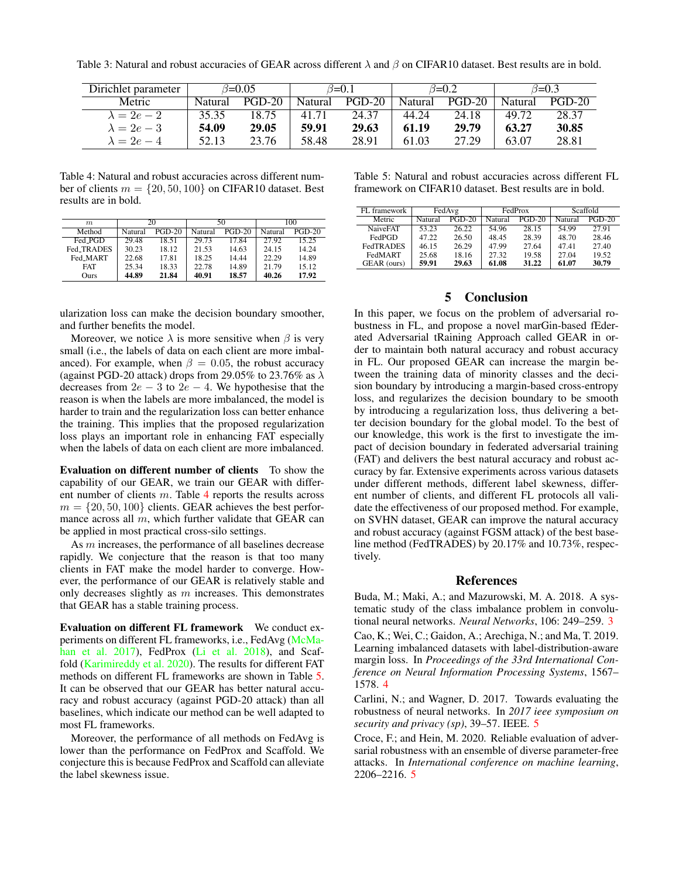Table 3: Natural and robust accuracies of GEAR across different $\lambda$ and $\beta$ on CIFAR10 dataset. Best results are in bold.

| Dirichlet parameter | $\beta$=0.05 | | $\beta$=0.1 | | $\beta$=0.2 | | $\beta$=0.3 | |
|---|---|---|---|---|---|---|---|---|
| Metric | Natural | PGD-20 | Natural | PGD-20 | Natural | PGD-20 | Natural | PGD-20 |
| $\lambda = 2e-2$ | 35.35 | 18.75 | 41.71 | 24.37 | 44.24 | 24.18 | 49.72 | 28.37 |
| $\lambda = 2e-3$ | **54.09** | **29.05** | **59.91** | **29.63** | **61.19** | **29.79** | **63.27** | **30.85** |
| $\lambda = 2e-4$ | 52.13 | 23.76 | 58.48 | 28.91 | 61.03 | 27.29 | 63.07 | 28.81 |

Table 4: Natural and robust accuracies across different number of clients $m = \{20, 50, 100\}$ on CIFAR10 dataset. Best results are in bold.

| $m$ | 20 | | 50 | | 100 | |
|---|---|---|---|---|---|---|
| Method | Natural | PGD-20 | Natural | PGD-20 | Natural | PGD-20 |
| Fed_PGD | 29.48 | 18.51 | 29.73 | 17.84 | 27.92 | 15.25 |
| Fed_TRADES | 30.23 | 18.12 | 21.53 | 14.63 | 24.15 | 14.24 |
| Fed_MART | 22.68 | 17.81 | 18.25 | 14.44 | 22.29 | 14.89 |
| FAT | 25.34 | 18.33 | 22.78 | 14.89 | 21.79 | 15.12 |
| Ours | **44.89** | **21.84** | **40.91** | **18.57** | **40.26** | **17.92** |

ularization loss can make the decision boundary smoother, and further benefits the model.

Moreover, we notice $\lambda$ is more sensitive when $\beta$ is very small (i.e., the labels of data on each client are more imbalanced). For example, when $\beta = 0.05$, the robust accuracy (against PGD-20 attack) drops from 29.05% to 23.76% as $\lambda$ decreases from $2e-3$ to $2e-4$. We hypothesise that the reason is when the labels are more imbalanced, the model is harder to train and the regularization loss can better enhance the training. This implies that the proposed regularization loss plays an important role in enhancing FAT especially when the labels of data on each client are more imbalanced.

**Evaluation on different number of clients** To show the capability of our GEAR, we train our GEAR with different number of clients $m$. Table 4 reports the results across $m = \{20, 50, 100\}$ clients. GEAR achieves the best performance across all $m$, which further validate that GEAR can be applied in most practical cross-silo settings.

As $m$ increases, the performance of all baselines decrease rapidly. We conjecture that the reason is that too many clients in FAT make the model harder to converge. However, the performance of our GEAR is relatively stable and only decreases slightly as $m$ increases. This demonstrates that GEAR has a stable training process.

**Evaluation on different FL framework** We conduct experiments on different FL frameworks, i.e., FedAvg (McMahan et al. 2017), FedProx (Li et al. 2018), and Scaffold (Karimireddy et al. 2020). The results for different FAT methods on different FL frameworks are shown in Table 5. It can be observed that our GEAR has better natural accuracy and robust accuracy (against PGD-20 attack) than all baselines, which indicate our method can be well adapted to most FL frameworks.

Moreover, the performance of all methods on FedAvg is lower than the performance on FedProx and Scaffold. We conjecture this is because FedProx and Scaffold can alleviate the label skewness issue.

Table 5: Natural and robust accuracies across different FL framework on CIFAR10 dataset. Best results are in bold.

| FL framework | FedAvg | | FedProx | | Scaffold | |
|---|---|---|---|---|---|---|
| Metric | Natural | PGD-20 | Natural | PGD-20 | Natural | PGD-20 |
| NaiveFAT | 53.23 | 26.22 | 54.96 | 28.15 | 54.99 | 27.91 |
| FedPGD | 47.22 | 26.50 | 48.45 | 28.39 | 48.70 | 28.46 |
| FedTRADES | 46.15 | 26.29 | 47.99 | 27.64 | 47.41 | 27.40 |
| FedMART | 25.68 | 18.16 | 27.32 | 19.58 | 27.04 | 19.52 |
| GEAR (ours) | **59.91** | **29.63** | **61.08** | **31.22** | **61.07** | **30.79** |

## 5 Conclusion

In this paper, we focus on the problem of adversarial robustness in FL, and propose a novel marGin-based fEderated Adversarial tRaining Approach called GEAR in order to maintain both natural accuracy and robust accuracy in FL. Our proposed GEAR can increase the margin between the training data of minority classes and the decision boundary by introducing a margin-based cross-entropy loss, and regularizes the decision boundary to be smooth by introducing a regularization loss, thus delivering a better decision boundary for the global model. To the best of our knowledge, this work is the first to investigate the impact of decision boundary in federated adversarial training (FAT) and delivers the best natural accuracy and robust accuracy by far. Extensive experiments across various datasets under different methods, different label skewness, different number of clients, and different FL protocols all validate the effectiveness of our proposed method. For example, on SVHN dataset, GEAR can improve the natural accuracy and robust accuracy (against FGSM attack) of the best baseline method (FedTRADES) by 20.17% and 10.73%, respectively.

## References

Buda, M.; Maki, A.; and Mazurowski, M. A. 2018. A systematic study of the class imbalance problem in convolutional neural networks. *Neural Networks*, 106: 249–259. 3

Cao, K.; Wei, C.; Gaidon, A.; Arechiga, N.; and Ma, T. 2019. Learning imbalanced datasets with label-distribution-aware margin loss. In *Proceedings of the 33rd International Conference on Neural Information Processing Systems*, 1567–1578. 4

Carlini, N.; and Wagner, D. 2017. Towards evaluating the robustness of neural networks. In *2017 ieee symposium on security and privacy (sp)*, 39–57. IEEE. 5

Croce, F.; and Hein, M. 2020. Reliable evaluation of adversarial robustness with an ensemble of diverse parameter-free attacks. In *International conference on machine learning*, 2206–2216. 5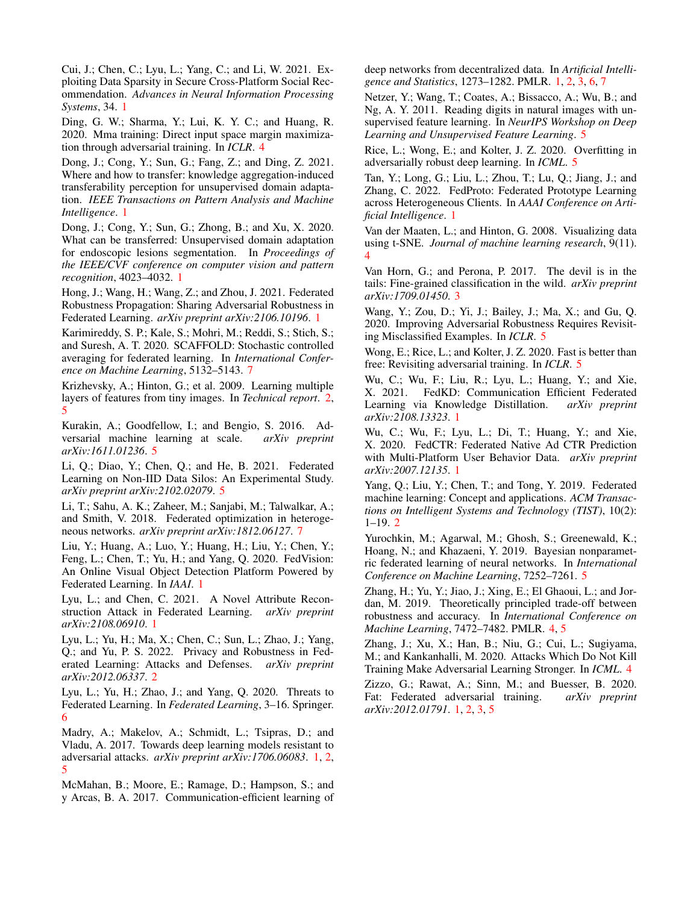Cui, J.; Chen, C.; Lyu, L.; Yang, C.; and Li, W. 2021. Exploiting Data Sparsity in Secure Cross-Platform Social Recommendation. *Advances in Neural Information Processing Systems*, 34. 1

Ding, G. W.; Sharma, Y.; Lui, K. Y. C.; and Huang, R. 2020. Mma training: Direct input space margin maximization through adversarial training. In *ICLR*. 4

Dong, J.; Cong, Y.; Sun, G.; Fang, Z.; and Ding, Z. 2021. Where and how to transfer: knowledge aggregation-induced transferability perception for unsupervised domain adaptation. *IEEE Transactions on Pattern Analysis and Machine Intelligence*. 1

Dong, J.; Cong, Y.; Sun, G.; Zhong, B.; and Xu, X. 2020. What can be transferred: Unsupervised domain adaptation for endoscopic lesions segmentation. In *Proceedings of the IEEE/CVF conference on computer vision and pattern recognition*, 4023–4032. 1

Hong, J.; Wang, H.; Wang, Z.; and Zhou, J. 2021. Federated Robustness Propagation: Sharing Adversarial Robustness in Federated Learning. *arXiv preprint arXiv:2106.10196*. 1

Karimireddy, S. P.; Kale, S.; Mohri, M.; Reddi, S.; Stich, S.; and Suresh, A. T. 2020. SCAFFOLD: Stochastic controlled averaging for federated learning. In *International Conference on Machine Learning*, 5132–5143. 7

Krizhevsky, A.; Hinton, G.; et al. 2009. Learning multiple layers of features from tiny images. In *Technical report*. 2, 5

Kurakin, A.; Goodfellow, I.; and Bengio, S. 2016. Adversarial machine learning at scale. *arXiv preprint arXiv:1611.01236*. 5

Li, Q.; Diao, Y.; Chen, Q.; and He, B. 2021. Federated Learning on Non-IID Data Silos: An Experimental Study. *arXiv preprint arXiv:2102.02079*. 5

Li, T.; Sahu, A. K.; Zaheer, M.; Sanjabi, M.; Talwalkar, A.; and Smith, V. 2018. Federated optimization in heterogeneous networks. *arXiv preprint arXiv:1812.06127*. 7

Liu, Y.; Huang, A.; Luo, Y.; Huang, H.; Liu, Y.; Chen, Y.; Feng, L.; Chen, T.; Yu, H.; and Yang, Q. 2020. FedVision: An Online Visual Object Detection Platform Powered by Federated Learning. In *IAAI*. 1

Lyu, L.; and Chen, C. 2021. A Novel Attribute Reconstruction Attack in Federated Learning. *arXiv preprint arXiv:2108.06910*. 1

Lyu, L.; Yu, H.; Ma, X.; Chen, C.; Sun, L.; Zhao, J.; Yang, Q.; and Yu, P. S. 2022. Privacy and Robustness in Federated Learning: Attacks and Defenses. *arXiv preprint arXiv:2012.06337*. 2

Lyu, L.; Yu, H.; Zhao, J.; and Yang, Q. 2020. Threats to Federated Learning. In *Federated Learning*, 3–16. Springer. 6

Madry, A.; Makelov, A.; Schmidt, L.; Tsipras, D.; and Vladu, A. 2017. Towards deep learning models resistant to adversarial attacks. *arXiv preprint arXiv:1706.06083*. 1, 2, 5

McMahan, B.; Moore, E.; Ramage, D.; Hampson, S.; and y Arcas, B. A. 2017. Communication-efficient learning of deep networks from decentralized data. In *Artificial Intelligence and Statistics*, 1273–1282. PMLR. 1, 2, 3, 6, 7

Netzer, Y.; Wang, T.; Coates, A.; Bissacco, A.; Wu, B.; and Ng, A. Y. 2011. Reading digits in natural images with unsupervised feature learning. In *NeurIPS Workshop on Deep Learning and Unsupervised Feature Learning*. 5

Rice, L.; Wong, E.; and Kolter, J. Z. 2020. Overfitting in adversarially robust deep learning. In *ICML*. 5

Tan, Y.; Long, G.; Liu, L.; Zhou, T.; Lu, Q.; Jiang, J.; and Zhang, C. 2022. FedProto: Federated Prototype Learning across Heterogeneous Clients. In *AAAI Conference on Artificial Intelligence*. 1

Van der Maaten, L.; and Hinton, G. 2008. Visualizing data using t-SNE. *Journal of machine learning research*, 9(11). 4

Van Horn, G.; and Perona, P. 2017. The devil is in the tails: Fine-grained classification in the wild. *arXiv preprint arXiv:1709.01450*. 3

Wang, Y.; Zou, D.; Yi, J.; Bailey, J.; Ma, X.; and Gu, Q. 2020. Improving Adversarial Robustness Requires Revisiting Misclassified Examples. In *ICLR*. 5

Wong, E.; Rice, L.; and Kolter, J. Z. 2020. Fast is better than free: Revisiting adversarial training. In *ICLR*. 5

Wu, C.; Wu, F.; Liu, R.; Lyu, L.; Huang, Y.; and Xie, X. 2021. FedKD: Communication Efficient Federated Learning via Knowledge Distillation. *arXiv preprint arXiv:2108.13323*. 1

Wu, C.; Wu, F.; Lyu, L.; Di, T.; Huang, Y.; and Xie, X. 2020. FedCTR: Federated Native Ad CTR Prediction with Multi-Platform User Behavior Data. *arXiv preprint arXiv:2007.12135*. 1

Yang, Q.; Liu, Y.; Chen, T.; and Tong, Y. 2019. Federated machine learning: Concept and applications. *ACM Transactions on Intelligent Systems and Technology (TIST)*, 10(2): 1–19. 2

Yurochkin, M.; Agarwal, M.; Ghosh, S.; Greenewald, K.; Hoang, N.; and Khazaeni, Y. 2019. Bayesian nonparametric federated learning of neural networks. In *International Conference on Machine Learning*, 7252–7261. 5

Zhang, H.; Yu, Y.; Jiao, J.; Xing, E.; El Ghaoui, L.; and Jordan, M. 2019. Theoretically principled trade-off between robustness and accuracy. In *International Conference on Machine Learning*, 7472–7482. PMLR. 4, 5

Zhang, J.; Xu, X.; Han, B.; Niu, G.; Cui, L.; Sugiyama, M.; and Kankanhalli, M. 2020. Attacks Which Do Not Kill Training Make Adversarial Learning Stronger. In *ICML*. 4

Zizzo, G.; Rawat, A.; Sinn, M.; and Buesser, B. 2020. Fat: Federated adversarial training. *arXiv preprint arXiv:2012.01791*. 1, 2, 3, 5